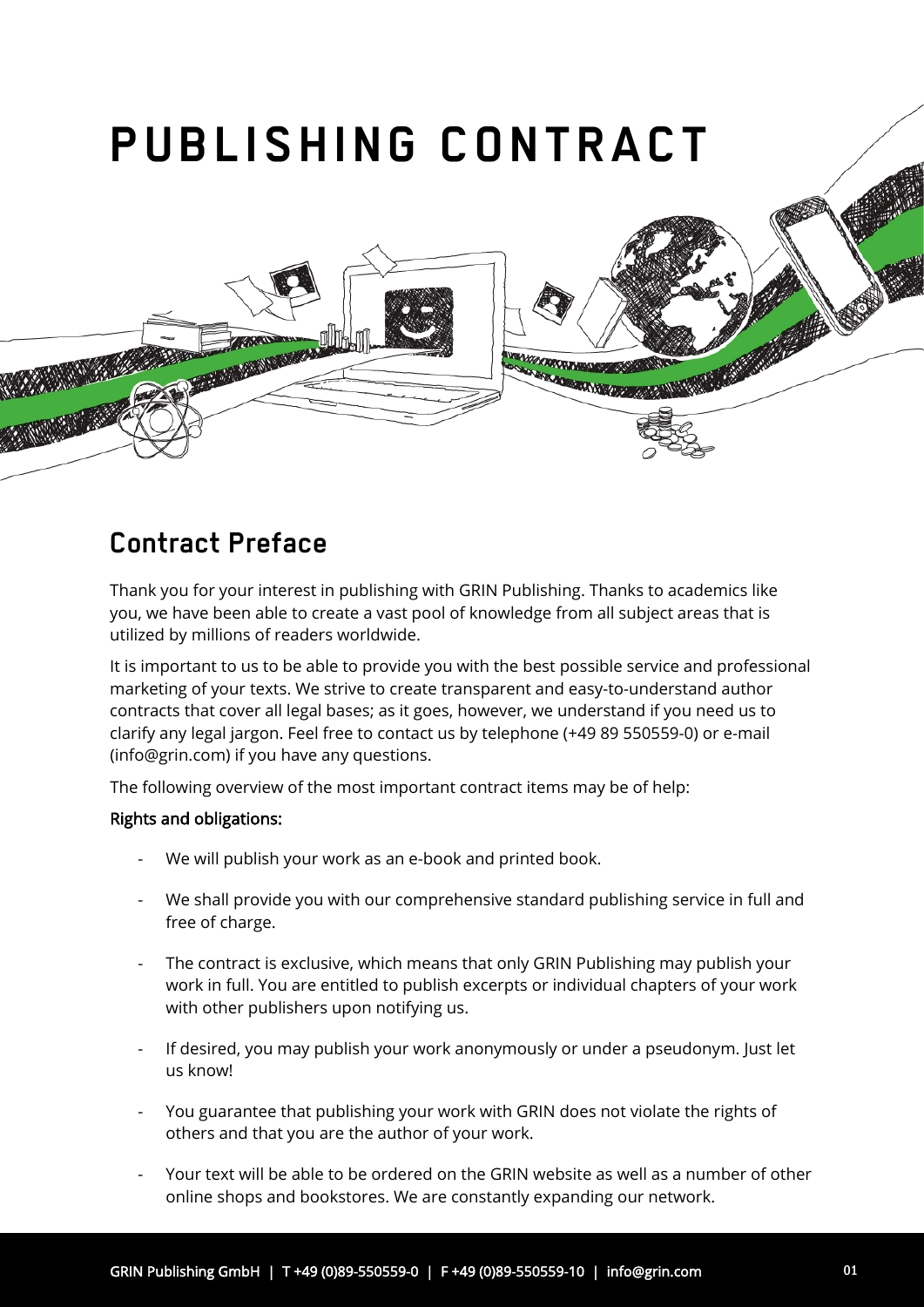# PUBLISHING CONTRACT

## Contract Preface

Thank you for your interest in publishing with GRIN Publishing. Thanks to academics like you, we have been able to create a vast pool of knowledge from all subject areas that is utilized by millions of readers worldwide.

It is important to us to be able to provide you with the best possible service and professional marketing of your texts. We strive to create transparent and easy-to-understand author contracts that cover all legal bases; as it goes, however, we understand if you need us to clarify any legal jargon. Feel free to contact us by telephone (+49 89 550559-0) or e-mail (info@grin.com) if you have any questions.

The following overview of the most important contract items may be of help:

Rights and obligations:

- We will publish your work as an e-book and printed book.
- We shall provide you with our comprehensive standard publishing service in full and free of charge.
- The contract is exclusive, which means that only GRIN Publishing may publish your work in full. You are entitled to publish excerpts or individual chapters of your work with other publishers upon notifying us.
- If desired, you may publish your work anonymously or under a pseudonym. Just let us know!
- You guarantee that publishing your work with GRIN does not violate the rights of others and that you are the author of your work.
- Your text will be able to be ordered on the GRIN website as well as a number of other online shops and bookstores. We are constantly expanding our network.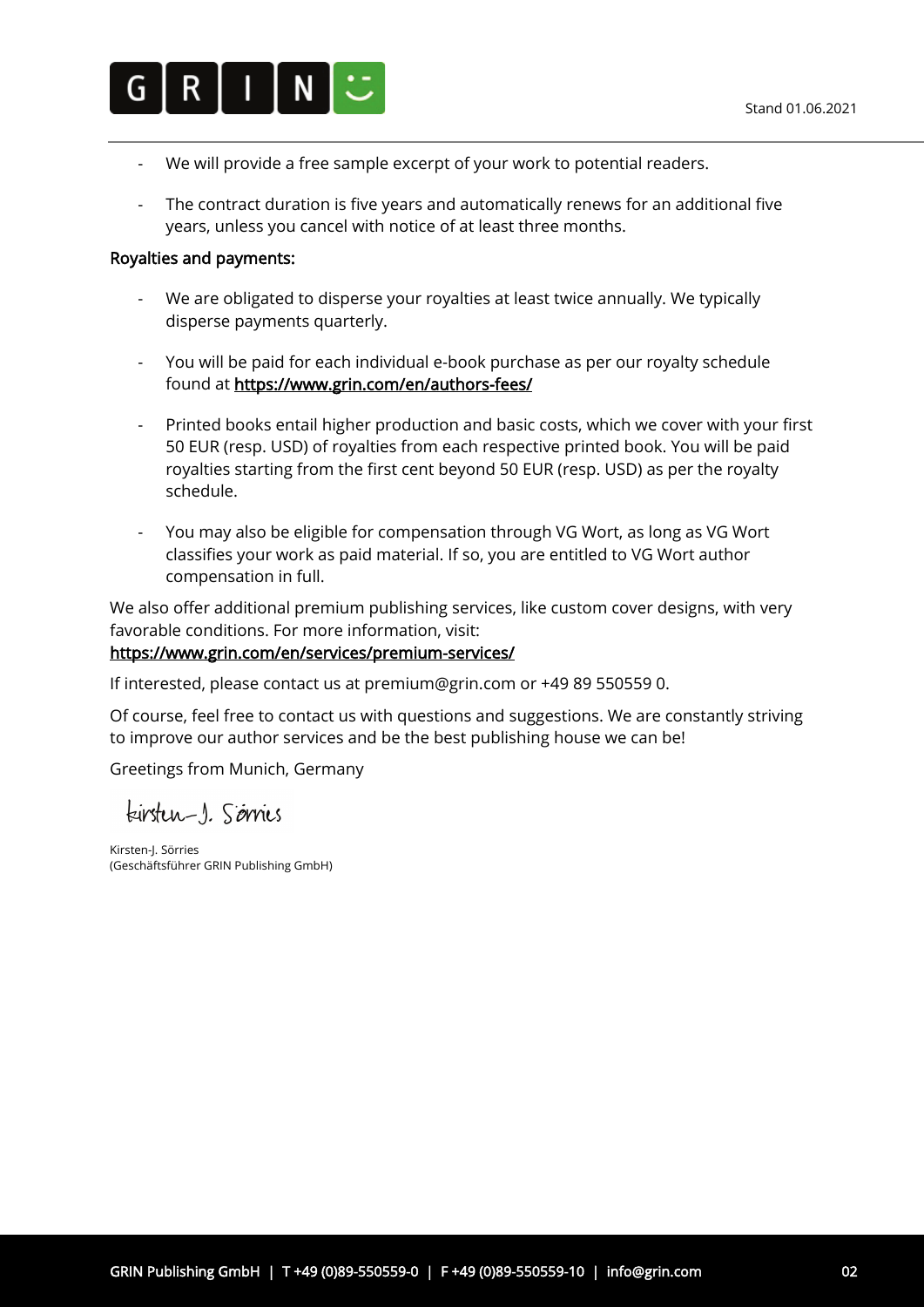- We will provide a free sample excerpt of your work to potential readers.
- The contract duration is five years and automatically renews for an additional five years, unless you cancel with notice of at least three months.

Royalties and payments:

- We are obligated to disperse your royalties at least twice annually. We typically disperse payments quarterly.
- You will be paid for each individual e-book purchase as per our royalty schedule found at https://www.grin.com/en/authors-fees/
- Printed books entail higher production and basic costs, which we cover with your first 50 EUR (resp. USD) of royalties from each respective printed book. You will be paid royalties starting from the first cent beyond 50 EUR (resp. USD) as per the royalty schedule.
- You may also be eligible for compensation through VG Wort, as long as VG Wort classifies your work as paid material. If so, you are entitled to VG Wort author compensation in full.

We also offer additional premium publishing services, like custom cover designs, with very favorable conditions. For more information, visit: https://www.grin.com/en/services/premium-services/

If interested, please contact us at premium@grin.com or +49 89 550559 0.

Of course, feel free to contact us with questions and suggestions. We are constantly striving to improve our author services and be the best publishing house we can be!

Greetings from Munich, Germany

Kirsten-J. Sörries

Kirsten-J. Sörries
(Geschäftsführer GRIN Publishing GmbH)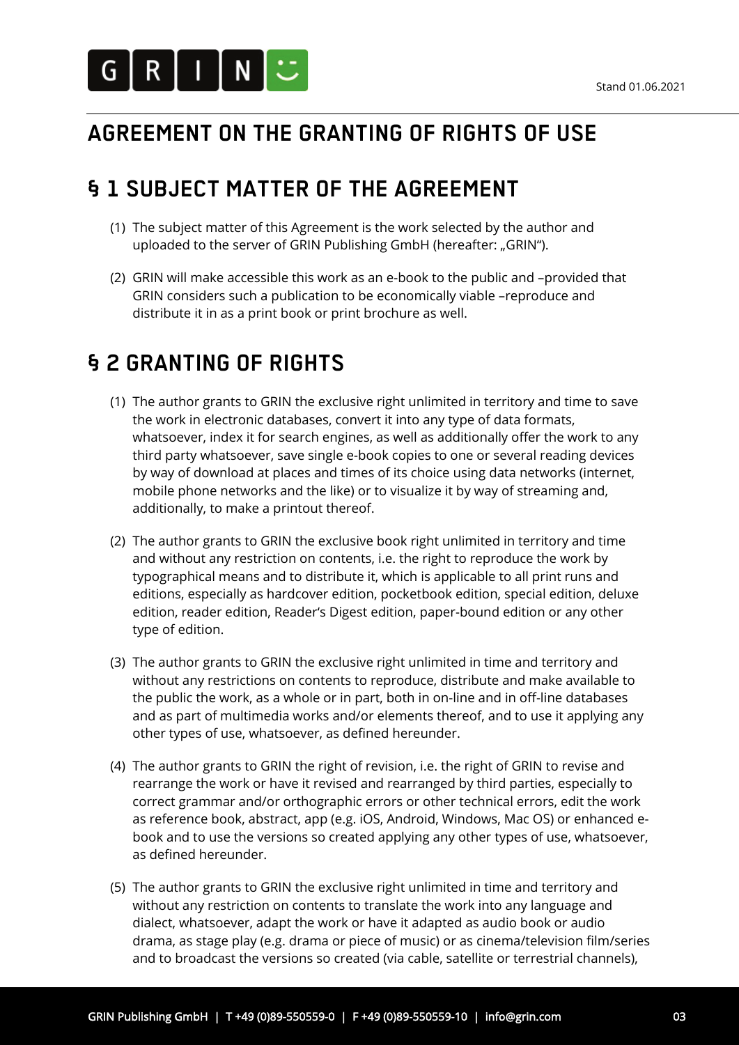# AGREEMENT ON THE GRANTING OF RIGHTS OF USE

## § 1 SUBJECT MATTER OF THE AGREEMENT

(1) The subject matter of this Agreement is the work selected by the author and uploaded to the server of GRIN Publishing GmbH (hereafter: „GRIN").

(2) GRIN will make accessible this work as an e-book to the public and –provided that GRIN considers such a publication to be economically viable –reproduce and distribute it in as a print book or print brochure as well.

## § 2 GRANTING OF RIGHTS

(1) The author grants to GRIN the exclusive right unlimited in territory and time to save the work in electronic databases, convert it into any type of data formats, whatsoever, index it for search engines, as well as additionally offer the work to any third party whatsoever, save single e-book copies to one or several reading devices by way of download at places and times of its choice using data networks (internet, mobile phone networks and the like) or to visualize it by way of streaming and, additionally, to make a printout thereof.

(2) The author grants to GRIN the exclusive book right unlimited in territory and time and without any restriction on contents, i.e. the right to reproduce the work by typographical means and to distribute it, which is applicable to all print runs and editions, especially as hardcover edition, pocketbook edition, special edition, deluxe edition, reader edition, Reader's Digest edition, paper-bound edition or any other type of edition.

(3) The author grants to GRIN the exclusive right unlimited in time and territory and without any restrictions on contents to reproduce, distribute and make available to the public the work, as a whole or in part, both in on-line and in off-line databases and as part of multimedia works and/or elements thereof, and to use it applying any other types of use, whatsoever, as defined hereunder.

(4) The author grants to GRIN the right of revision, i.e. the right of GRIN to revise and rearrange the work or have it revised and rearranged by third parties, especially to correct grammar and/or orthographic errors or other technical errors, edit the work as reference book, abstract, app (e.g. iOS, Android, Windows, Mac OS) or enhanced e-book and to use the versions so created applying any other types of use, whatsoever, as defined hereunder.

(5) The author grants to GRIN the exclusive right unlimited in time and territory and without any restriction on contents to translate the work into any language and dialect, whatsoever, adapt the work or have it adapted as audio book or audio drama, as stage play (e.g. drama or piece of music) or as cinema/television film/series and to broadcast the versions so created (via cable, satellite or terrestrial channels),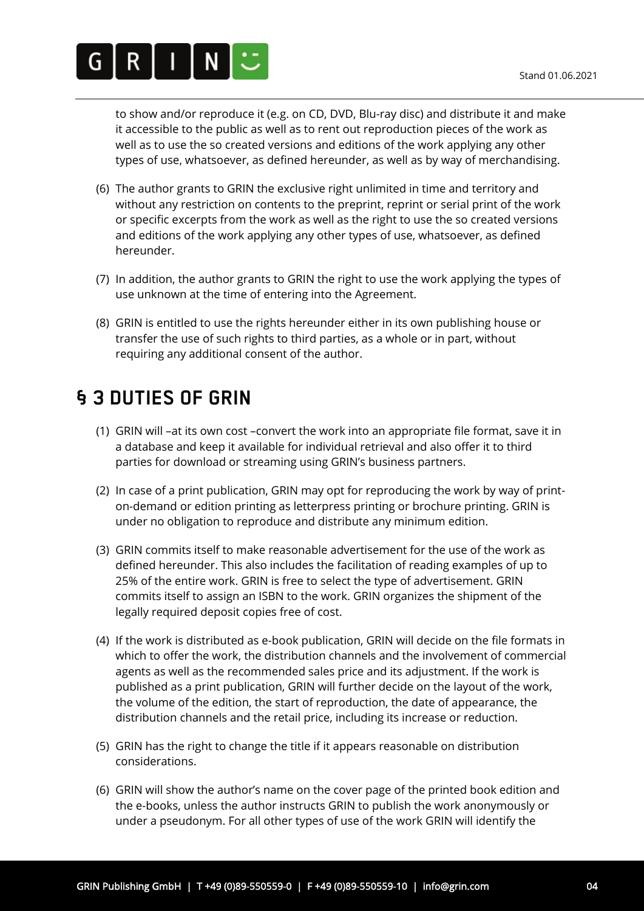to show and/or reproduce it (e.g. on CD, DVD, Blu-ray disc) and distribute it and make it accessible to the public as well as to rent out reproduction pieces of the work as well as to use the so created versions and editions of the work applying any other types of use, whatsoever, as defined hereunder, as well as by way of merchandising.

(6) The author grants to GRIN the exclusive right unlimited in time and territory and without any restriction on contents to the preprint, reprint or serial print of the work or specific excerpts from the work as well as the right to use the so created versions and editions of the work applying any other types of use, whatsoever, as defined hereunder.

(7) In addition, the author grants to GRIN the right to use the work applying the types of use unknown at the time of entering into the Agreement.

(8) GRIN is entitled to use the rights hereunder either in its own publishing house or transfer the use of such rights to third parties, as a whole or in part, without requiring any additional consent of the author.

## § 3 DUTIES OF GRIN

(1) GRIN will –at its own cost –convert the work into an appropriate file format, save it in a database and keep it available for individual retrieval and also offer it to third parties for download or streaming using GRIN's business partners.

(2) In case of a print publication, GRIN may opt for reproducing the work by way of print-on-demand or edition printing as letterpress printing or brochure printing. GRIN is under no obligation to reproduce and distribute any minimum edition.

(3) GRIN commits itself to make reasonable advertisement for the use of the work as defined hereunder. This also includes the facilitation of reading examples of up to 25% of the entire work. GRIN is free to select the type of advertisement. GRIN commits itself to assign an ISBN to the work. GRIN organizes the shipment of the legally required deposit copies free of cost.

(4) If the work is distributed as e-book publication, GRIN will decide on the file formats in which to offer the work, the distribution channels and the involvement of commercial agents as well as the recommended sales price and its adjustment. If the work is published as a print publication, GRIN will further decide on the layout of the work, the volume of the edition, the start of reproduction, the date of appearance, the distribution channels and the retail price, including its increase or reduction.

(5) GRIN has the right to change the title if it appears reasonable on distribution considerations.

(6) GRIN will show the author's name on the cover page of the printed book edition and the e-books, unless the author instructs GRIN to publish the work anonymously or under a pseudonym. For all other types of use of the work GRIN will identify the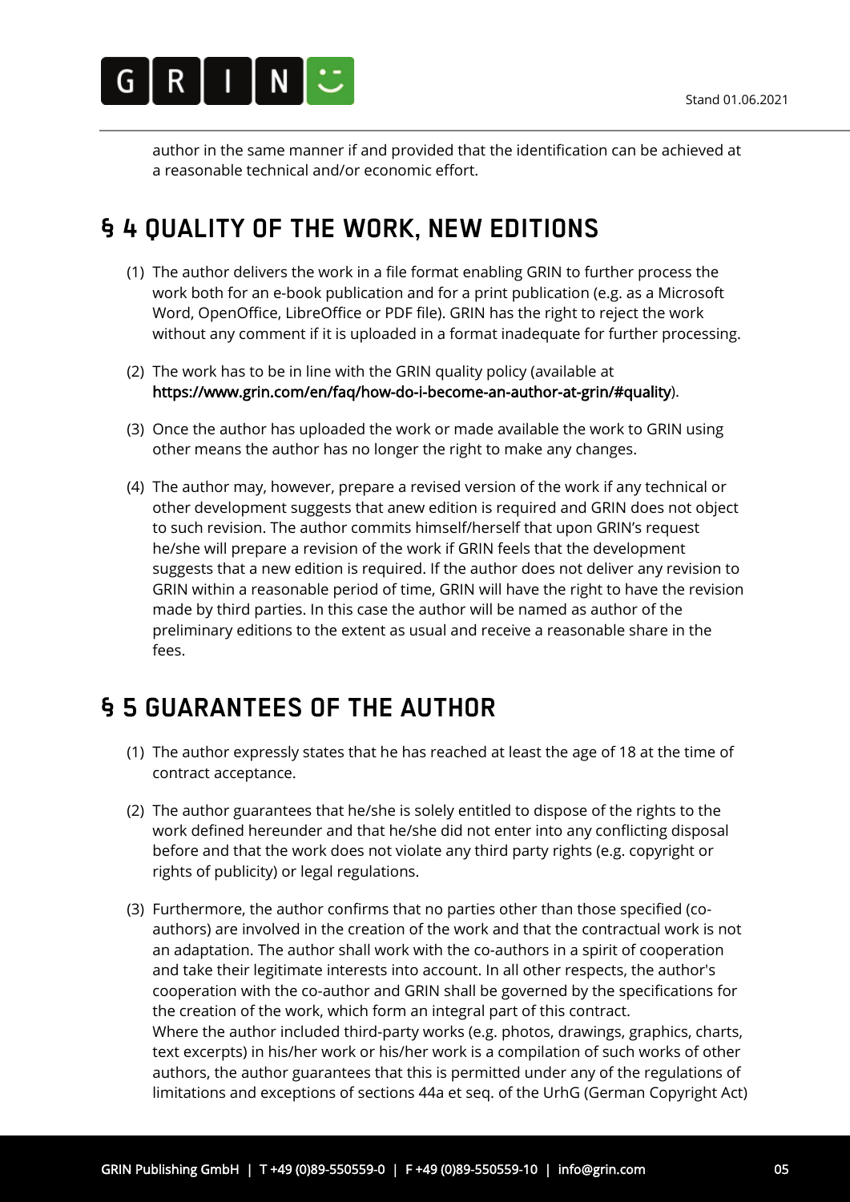author in the same manner if and provided that the identification can be achieved at a reasonable technical and/or economic effort.

## § 4 QUALITY OF THE WORK, NEW EDITIONS

(1) The author delivers the work in a file format enabling GRIN to further process the work both for an e-book publication and for a print publication (e.g. as a Microsoft Word, OpenOffice, LibreOffice or PDF file). GRIN has the right to reject the work without any comment if it is uploaded in a format inadequate for further processing.

(2) The work has to be in line with the GRIN quality policy (available at **https://www.grin.com/en/faq/how-do-i-become-an-author-at-grin/#quality**).

(3) Once the author has uploaded the work or made available the work to GRIN using other means the author has no longer the right to make any changes.

(4) The author may, however, prepare a revised version of the work if any technical or other development suggests that anew edition is required and GRIN does not object to such revision. The author commits himself/herself that upon GRIN's request he/she will prepare a revision of the work if GRIN feels that the development suggests that a new edition is required. If the author does not deliver any revision to GRIN within a reasonable period of time, GRIN will have the right to have the revision made by third parties. In this case the author will be named as author of the preliminary editions to the extent as usual and receive a reasonable share in the fees.

## § 5 GUARANTEES OF THE AUTHOR

(1) The author expressly states that he has reached at least the age of 18 at the time of contract acceptance.

(2) The author guarantees that he/she is solely entitled to dispose of the rights to the work defined hereunder and that he/she did not enter into any conflicting disposal before and that the work does not violate any third party rights (e.g. copyright or rights of publicity) or legal regulations.

(3) Furthermore, the author confirms that no parties other than those specified (co-authors) are involved in the creation of the work and that the contractual work is not an adaptation. The author shall work with the co-authors in a spirit of cooperation and take their legitimate interests into account. In all other respects, the author's cooperation with the co-author and GRIN shall be governed by the specifications for the creation of the work, which form an integral part of this contract.
Where the author included third-party works (e.g. photos, drawings, graphics, charts, text excerpts) in his/her work or his/her work is a compilation of such works of other authors, the author guarantees that this is permitted under any of the regulations of limitations and exceptions of sections 44a et seq. of the UrhG (German Copyright Act)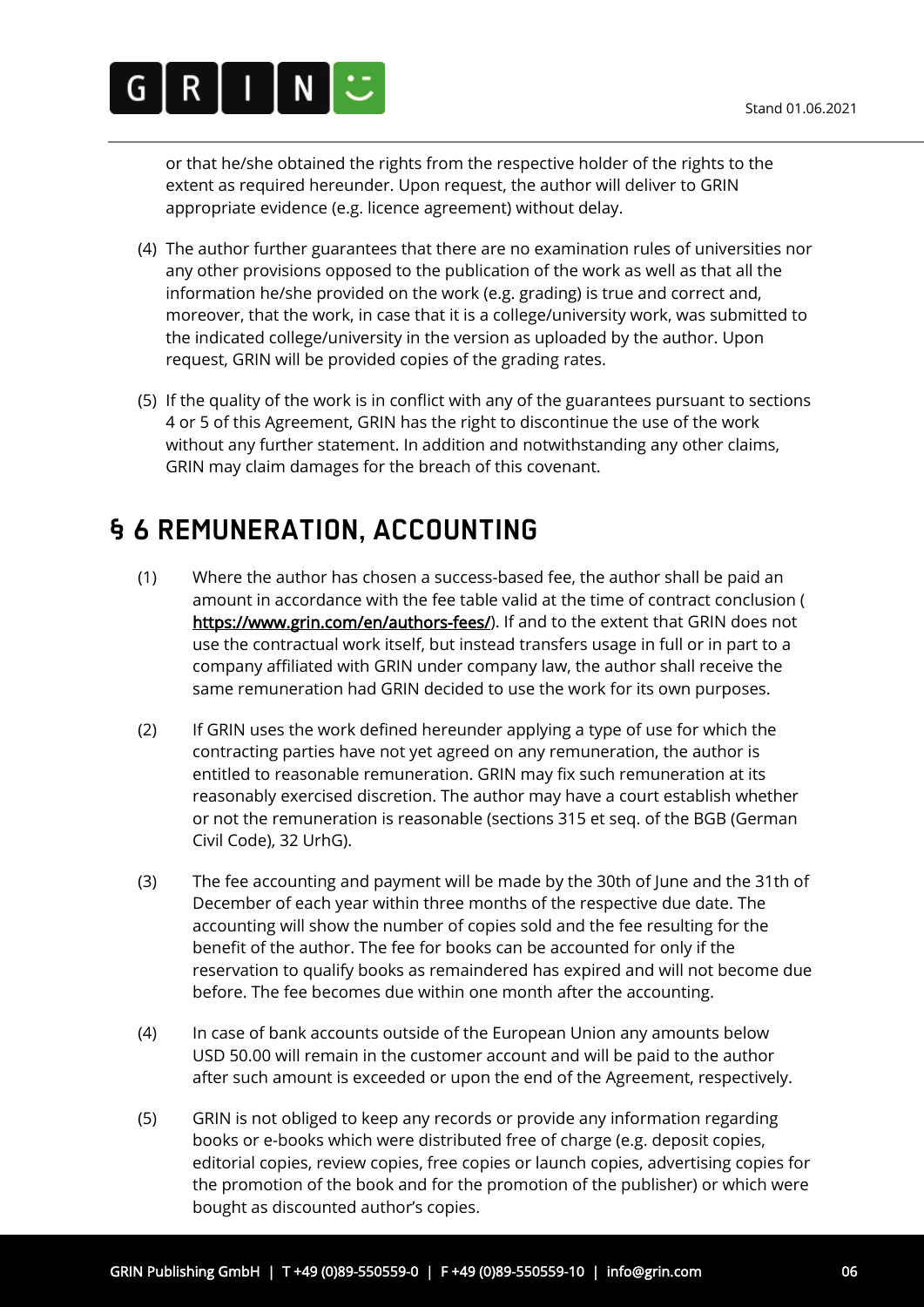or that he/she obtained the rights from the respective holder of the rights to the extent as required hereunder. Upon request, the author will deliver to GRIN appropriate evidence (e.g. licence agreement) without delay.

(4) The author further guarantees that there are no examination rules of universities nor any other provisions opposed to the publication of the work as well as that all the information he/she provided on the work (e.g. grading) is true and correct and, moreover, that the work, in case that it is a college/university work, was submitted to the indicated college/university in the version as uploaded by the author. Upon request, GRIN will be provided copies of the grading rates.

(5) If the quality of the work is in conflict with any of the guarantees pursuant to sections 4 or 5 of this Agreement, GRIN has the right to discontinue the use of the work without any further statement. In addition and notwithstanding any other claims, GRIN may claim damages for the breach of this covenant.

## § 6 REMUNERATION, ACCOUNTING

(1) Where the author has chosen a success-based fee, the author shall be paid an amount in accordance with the fee table valid at the time of contract conclusion ( https://www.grin.com/en/authors-fees/). If and to the extent that GRIN does not use the contractual work itself, but instead transfers usage in full or in part to a company affiliated with GRIN under company law, the author shall receive the same remuneration had GRIN decided to use the work for its own purposes.

(2) If GRIN uses the work defined hereunder applying a type of use for which the contracting parties have not yet agreed on any remuneration, the author is entitled to reasonable remuneration. GRIN may fix such remuneration at its reasonably exercised discretion. The author may have a court establish whether or not the remuneration is reasonable (sections 315 et seq. of the BGB (German Civil Code), 32 UrhG).

(3) The fee accounting and payment will be made by the 30th of June and the 31th of December of each year within three months of the respective due date. The accounting will show the number of copies sold and the fee resulting for the benefit of the author. The fee for books can be accounted for only if the reservation to qualify books as remaindered has expired and will not become due before. The fee becomes due within one month after the accounting.

(4) In case of bank accounts outside of the European Union any amounts below USD 50.00 will remain in the customer account and will be paid to the author after such amount is exceeded or upon the end of the Agreement, respectively.

(5) GRIN is not obliged to keep any records or provide any information regarding books or e-books which were distributed free of charge (e.g. deposit copies, editorial copies, review copies, free copies or launch copies, advertising copies for the promotion of the book and for the promotion of the publisher) or which were bought as discounted author's copies.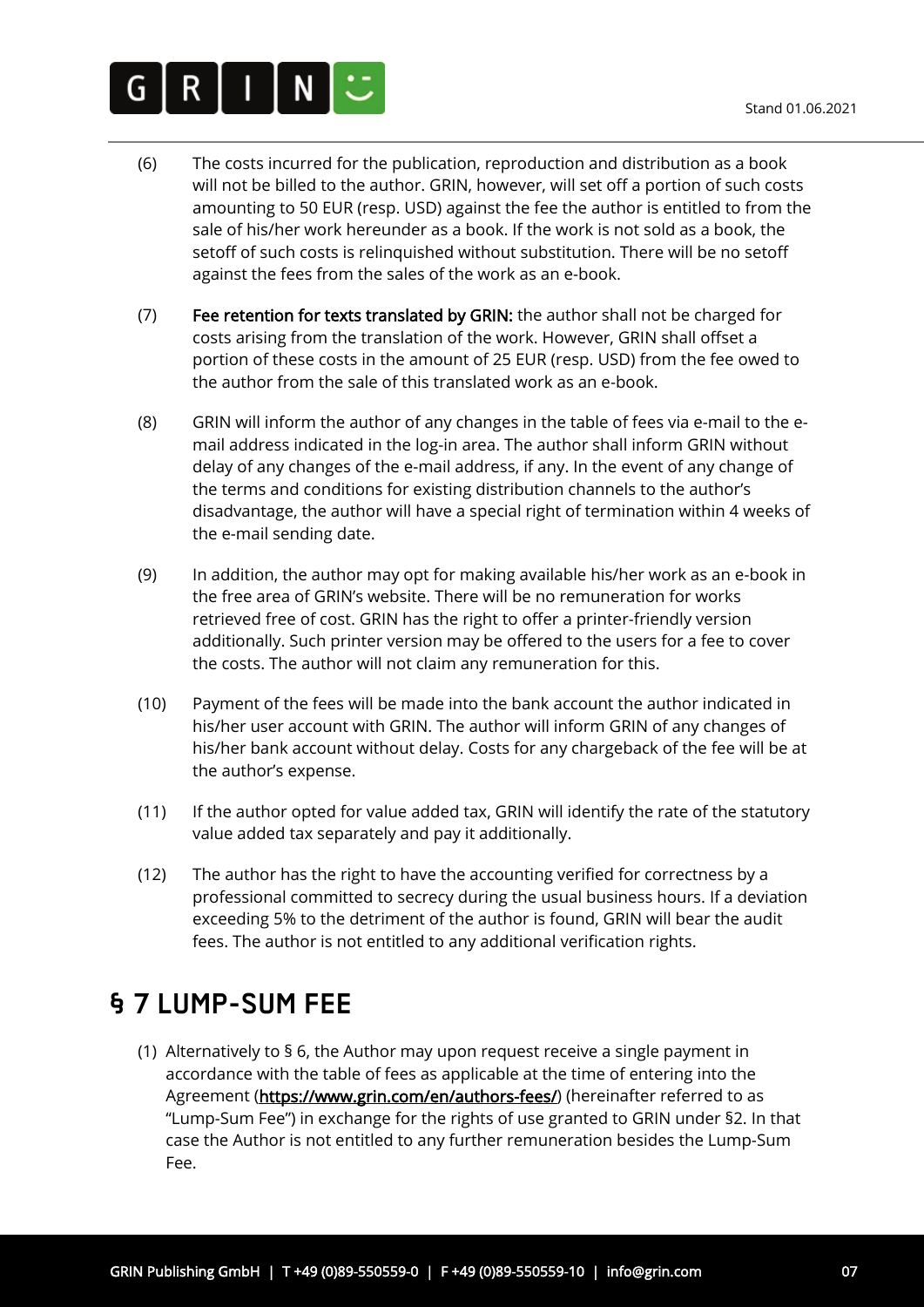(6) The costs incurred for the publication, reproduction and distribution as a book will not be billed to the author. GRIN, however, will set off a portion of such costs amounting to 50 EUR (resp. USD) against the fee the author is entitled to from the sale of his/her work hereunder as a book. If the work is not sold as a book, the setoff of such costs is relinquished without substitution. There will be no setoff against the fees from the sales of the work as an e-book.

(7) **Fee retention for texts translated by GRIN:** the author shall not be charged for costs arising from the translation of the work. However, GRIN shall offset a portion of these costs in the amount of 25 EUR (resp. USD) from the fee owed to the author from the sale of this translated work as an e-book.

(8) GRIN will inform the author of any changes in the table of fees via e-mail to the e-mail address indicated in the log-in area. The author shall inform GRIN without delay of any changes of the e-mail address, if any. In the event of any change of the terms and conditions for existing distribution channels to the author's disadvantage, the author will have a special right of termination within 4 weeks of the e-mail sending date.

(9) In addition, the author may opt for making available his/her work as an e-book in the free area of GRIN's website. There will be no remuneration for works retrieved free of cost. GRIN has the right to offer a printer-friendly version additionally. Such printer version may be offered to the users for a fee to cover the costs. The author will not claim any remuneration for this.

(10) Payment of the fees will be made into the bank account the author indicated in his/her user account with GRIN. The author will inform GRIN of any changes of his/her bank account without delay. Costs for any chargeback of the fee will be at the author's expense.

(11) If the author opted for value added tax, GRIN will identify the rate of the statutory value added tax separately and pay it additionally.

(12) The author has the right to have the accounting verified for correctness by a professional committed to secrecy during the usual business hours. If a deviation exceeding 5% to the detriment of the author is found, GRIN will bear the audit fees. The author is not entitled to any additional verification rights.

## § 7 LUMP-SUM FEE

(1) Alternatively to § 6, the Author may upon request receive a single payment in accordance with the table of fees as applicable at the time of entering into the Agreement (https://www.grin.com/en/authors-fees/) (hereinafter referred to as "Lump-Sum Fee") in exchange for the rights of use granted to GRIN under §2. In that case the Author is not entitled to any further remuneration besides the Lump-Sum Fee.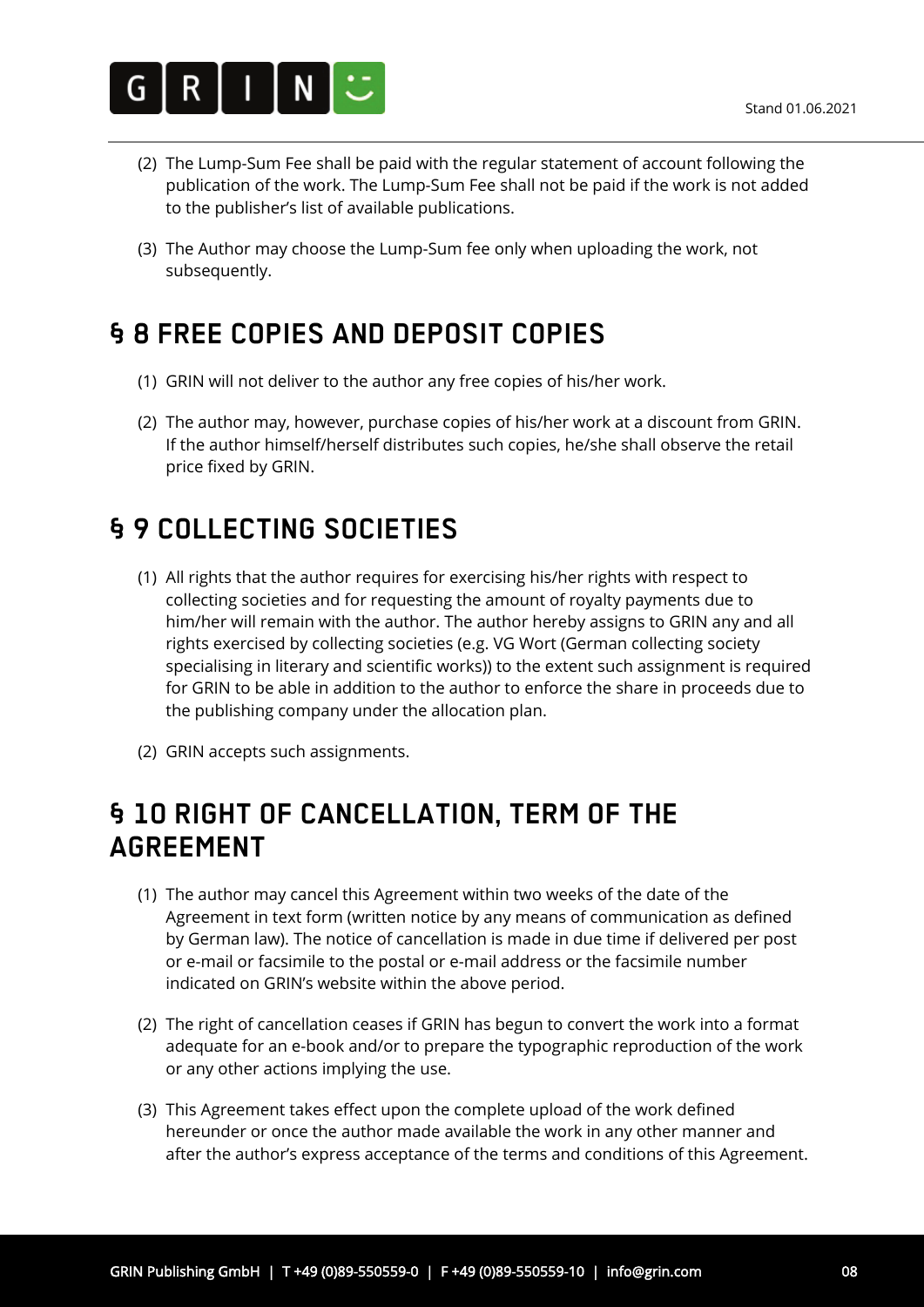(2) The Lump-Sum Fee shall be paid with the regular statement of account following the publication of the work. The Lump-Sum Fee shall not be paid if the work is not added to the publisher's list of available publications.

(3) The Author may choose the Lump-Sum fee only when uploading the work, not subsequently.

## § 8 FREE COPIES AND DEPOSIT COPIES

(1) GRIN will not deliver to the author any free copies of his/her work.

(2) The author may, however, purchase copies of his/her work at a discount from GRIN. If the author himself/herself distributes such copies, he/she shall observe the retail price fixed by GRIN.

## § 9 COLLECTING SOCIETIES

(1) All rights that the author requires for exercising his/her rights with respect to collecting societies and for requesting the amount of royalty payments due to him/her will remain with the author. The author hereby assigns to GRIN any and all rights exercised by collecting societies (e.g. VG Wort (German collecting society specialising in literary and scientific works)) to the extent such assignment is required for GRIN to be able in addition to the author to enforce the share in proceeds due to the publishing company under the allocation plan.

(2) GRIN accepts such assignments.

## § 10 RIGHT OF CANCELLATION, TERM OF THE AGREEMENT

(1) The author may cancel this Agreement within two weeks of the date of the Agreement in text form (written notice by any means of communication as defined by German law). The notice of cancellation is made in due time if delivered per post or e-mail or facsimile to the postal or e-mail address or the facsimile number indicated on GRIN's website within the above period.

(2) The right of cancellation ceases if GRIN has begun to convert the work into a format adequate for an e-book and/or to prepare the typographic reproduction of the work or any other actions implying the use.

(3) This Agreement takes effect upon the complete upload of the work defined hereunder or once the author made available the work in any other manner and after the author's express acceptance of the terms and conditions of this Agreement.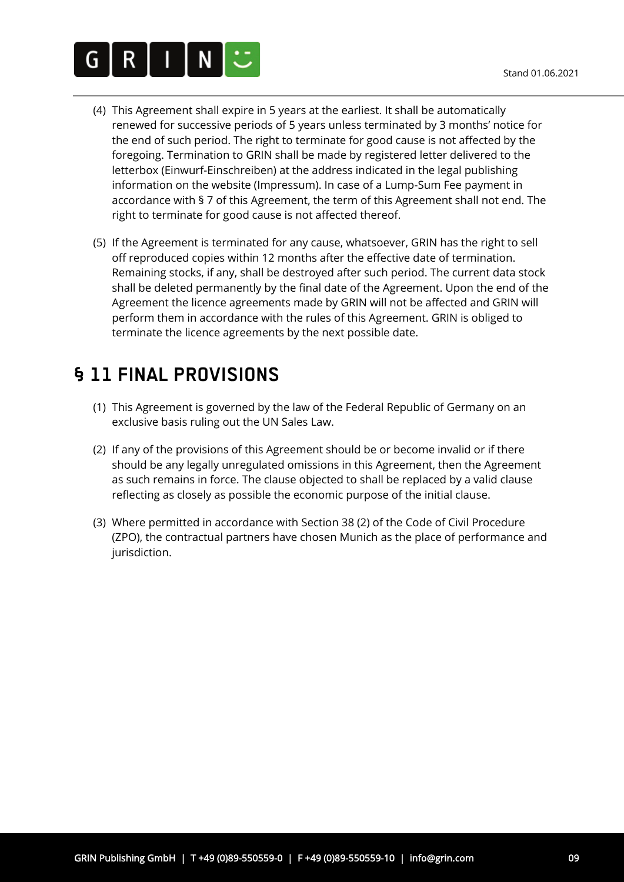(4) This Agreement shall expire in 5 years at the earliest. It shall be automatically renewed for successive periods of 5 years unless terminated by 3 months' notice for the end of such period. The right to terminate for good cause is not affected by the foregoing. Termination to GRIN shall be made by registered letter delivered to the letterbox (Einwurf-Einschreiben) at the address indicated in the legal publishing information on the website (Impressum). In case of a Lump-Sum Fee payment in accordance with § 7 of this Agreement, the term of this Agreement shall not end. The right to terminate for good cause is not affected thereof.

(5) If the Agreement is terminated for any cause, whatsoever, GRIN has the right to sell off reproduced copies within 12 months after the effective date of termination. Remaining stocks, if any, shall be destroyed after such period. The current data stock shall be deleted permanently by the final date of the Agreement. Upon the end of the Agreement the licence agreements made by GRIN will not be affected and GRIN will perform them in accordance with the rules of this Agreement. GRIN is obliged to terminate the licence agreements by the next possible date.

## § 11 FINAL PROVISIONS

(1) This Agreement is governed by the law of the Federal Republic of Germany on an exclusive basis ruling out the UN Sales Law.

(2) If any of the provisions of this Agreement should be or become invalid or if there should be any legally unregulated omissions in this Agreement, then the Agreement as such remains in force. The clause objected to shall be replaced by a valid clause reflecting as closely as possible the economic purpose of the initial clause.

(3) Where permitted in accordance with Section 38 (2) of the Code of Civil Procedure (ZPO), the contractual partners have chosen Munich as the place of performance and jurisdiction.